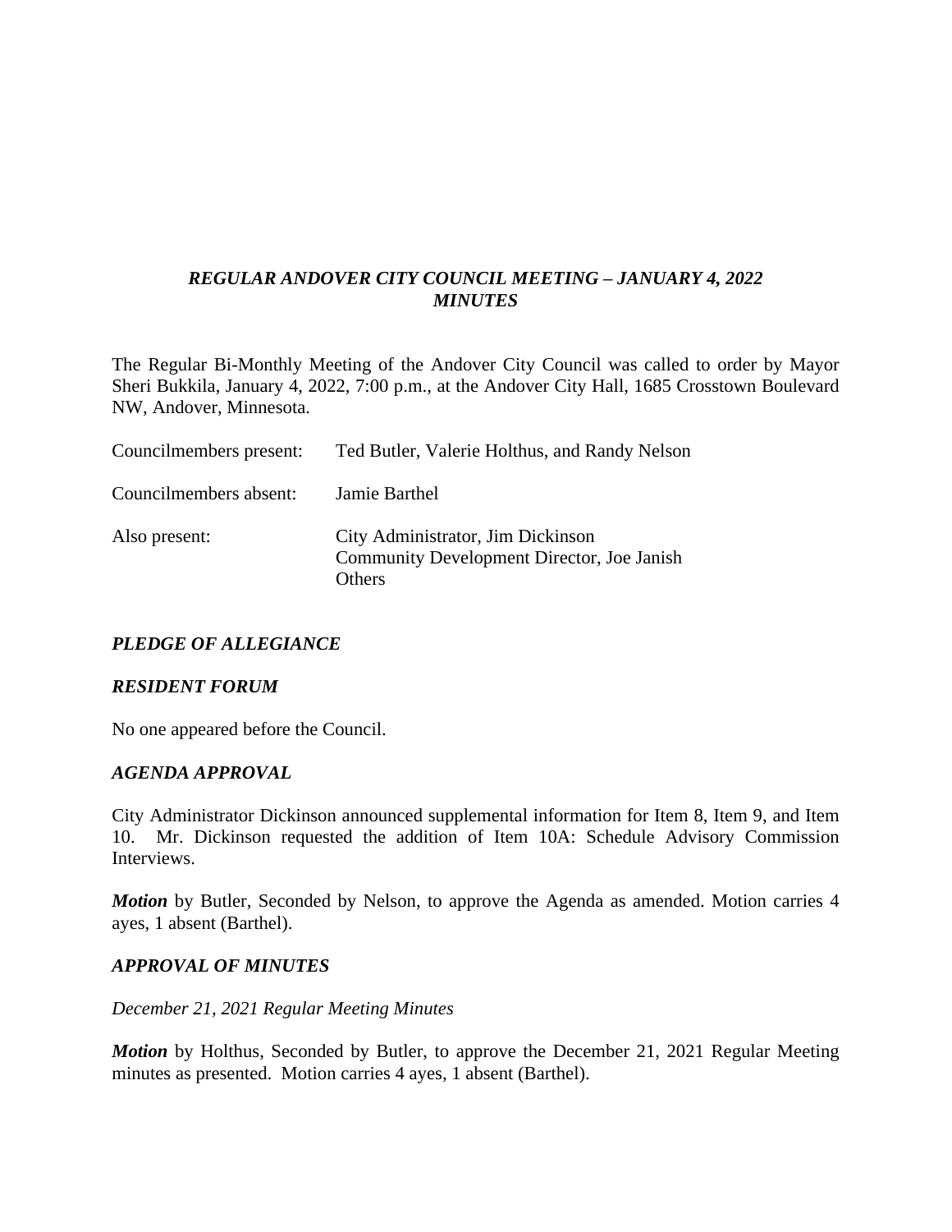# *REGULAR ANDOVER CITY COUNCIL MEETING – JANUARY 4, 2022 MINUTES*

The Regular Bi-Monthly Meeting of the Andover City Council was called to order by Mayor Sheri Bukkila, January 4, 2022, 7:00 p.m., at the Andover City Hall, 1685 Crosstown Boulevard NW, Andover, Minnesota.

| | |
|---|---|
| Councilmembers present: | Ted Butler, Valerie Holthus, and Randy Nelson |
| Councilmembers absent: | Jamie Barthel |
| Also present: | City Administrator, Jim Dickinson<br>Community Development Director, Joe Janish<br>Others |

## *PLEDGE OF ALLEGIANCE*

## *RESIDENT FORUM*

No one appeared before the Council.

## *AGENDA APPROVAL*

City Administrator Dickinson announced supplemental information for Item 8, Item 9, and Item 10. Mr. Dickinson requested the addition of Item 10A: Schedule Advisory Commission Interviews.

***Motion*** by Butler, Seconded by Nelson, to approve the Agenda as amended. Motion carries 4 ayes, 1 absent (Barthel).

## *APPROVAL OF MINUTES*

*December 21, 2021 Regular Meeting Minutes*

***Motion*** by Holthus, Seconded by Butler, to approve the December 21, 2021 Regular Meeting minutes as presented. Motion carries 4 ayes, 1 absent (Barthel).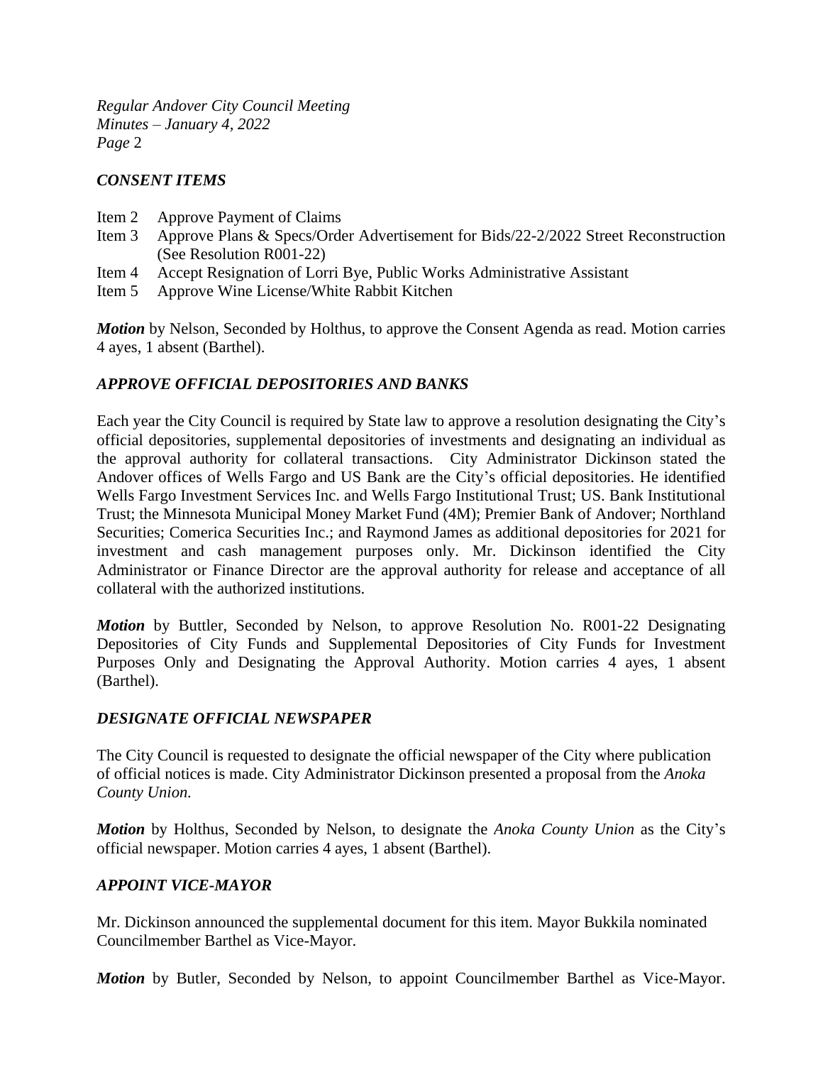### *CONSENT ITEMS*

Item 2 Approve Payment of Claims
Item 3 Approve Plans & Specs/Order Advertisement for Bids/22-2/2022 Street Reconstruction (See Resolution R001-22)
Item 4 Accept Resignation of Lorri Bye, Public Works Administrative Assistant
Item 5 Approve Wine License/White Rabbit Kitchen

***Motion*** by Nelson, Seconded by Holthus, to approve the Consent Agenda as read. Motion carries 4 ayes, 1 absent (Barthel).

### *APPROVE OFFICIAL DEPOSITORIES AND BANKS*

Each year the City Council is required by State law to approve a resolution designating the City's official depositories, supplemental depositories of investments and designating an individual as the approval authority for collateral transactions. City Administrator Dickinson stated the Andover offices of Wells Fargo and US Bank are the City's official depositories. He identified Wells Fargo Investment Services Inc. and Wells Fargo Institutional Trust; US. Bank Institutional Trust; the Minnesota Municipal Money Market Fund (4M); Premier Bank of Andover; Northland Securities; Comerica Securities Inc.; and Raymond James as additional depositories for 2021 for investment and cash management purposes only. Mr. Dickinson identified the City Administrator or Finance Director are the approval authority for release and acceptance of all collateral with the authorized institutions.

***Motion*** by Buttler, Seconded by Nelson, to approve Resolution No. R001-22 Designating Depositories of City Funds and Supplemental Depositories of City Funds for Investment Purposes Only and Designating the Approval Authority. Motion carries 4 ayes, 1 absent (Barthel).

### *DESIGNATE OFFICIAL NEWSPAPER*

The City Council is requested to designate the official newspaper of the City where publication of official notices is made. City Administrator Dickinson presented a proposal from the *Anoka County Union.*

***Motion*** by Holthus, Seconded by Nelson, to designate the *Anoka County Union* as the City's official newspaper. Motion carries 4 ayes, 1 absent (Barthel).

### *APPOINT VICE-MAYOR*

Mr. Dickinson announced the supplemental document for this item. Mayor Bukkila nominated Councilmember Barthel as Vice-Mayor.

***Motion*** by Butler, Seconded by Nelson, to appoint Councilmember Barthel as Vice-Mayor.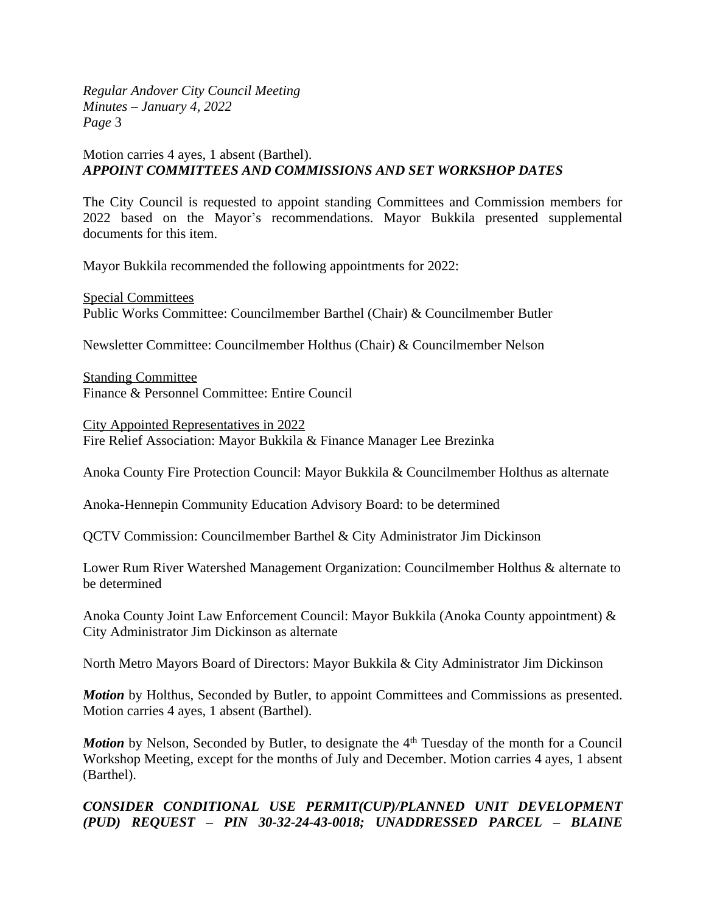Motion carries 4 ayes, 1 absent (Barthel).

***APPOINT COMMITTEES AND COMMISSIONS AND SET WORKSHOP DATES***

The City Council is requested to appoint standing Committees and Commission members for 2022 based on the Mayor's recommendations. Mayor Bukkila presented supplemental documents for this item.

Mayor Bukkila recommended the following appointments for 2022:

<u>Special Committees</u>
Public Works Committee: Councilmember Barthel (Chair) & Councilmember Butler

Newsletter Committee: Councilmember Holthus (Chair) & Councilmember Nelson

<u>Standing Committee</u>
Finance & Personnel Committee: Entire Council

<u>City Appointed Representatives in 2022</u>
Fire Relief Association: Mayor Bukkila & Finance Manager Lee Brezinka

Anoka County Fire Protection Council: Mayor Bukkila & Councilmember Holthus as alternate

Anoka-Hennepin Community Education Advisory Board: to be determined

QCTV Commission: Councilmember Barthel & City Administrator Jim Dickinson

Lower Rum River Watershed Management Organization: Councilmember Holthus & alternate to be determined

Anoka County Joint Law Enforcement Council: Mayor Bukkila (Anoka County appointment) & City Administrator Jim Dickinson as alternate

North Metro Mayors Board of Directors: Mayor Bukkila & City Administrator Jim Dickinson

***Motion*** by Holthus, Seconded by Butler, to appoint Committees and Commissions as presented. Motion carries 4 ayes, 1 absent (Barthel).

***Motion*** by Nelson, Seconded by Butler, to designate the 4th Tuesday of the month for a Council Workshop Meeting, except for the months of July and December. Motion carries 4 ayes, 1 absent (Barthel).

***CONSIDER CONDITIONAL USE PERMIT(CUP)/PLANNED UNIT DEVELOPMENT (PUD) REQUEST – PIN 30-32-24-43-0018; UNADDRESSED PARCEL – BLAINE***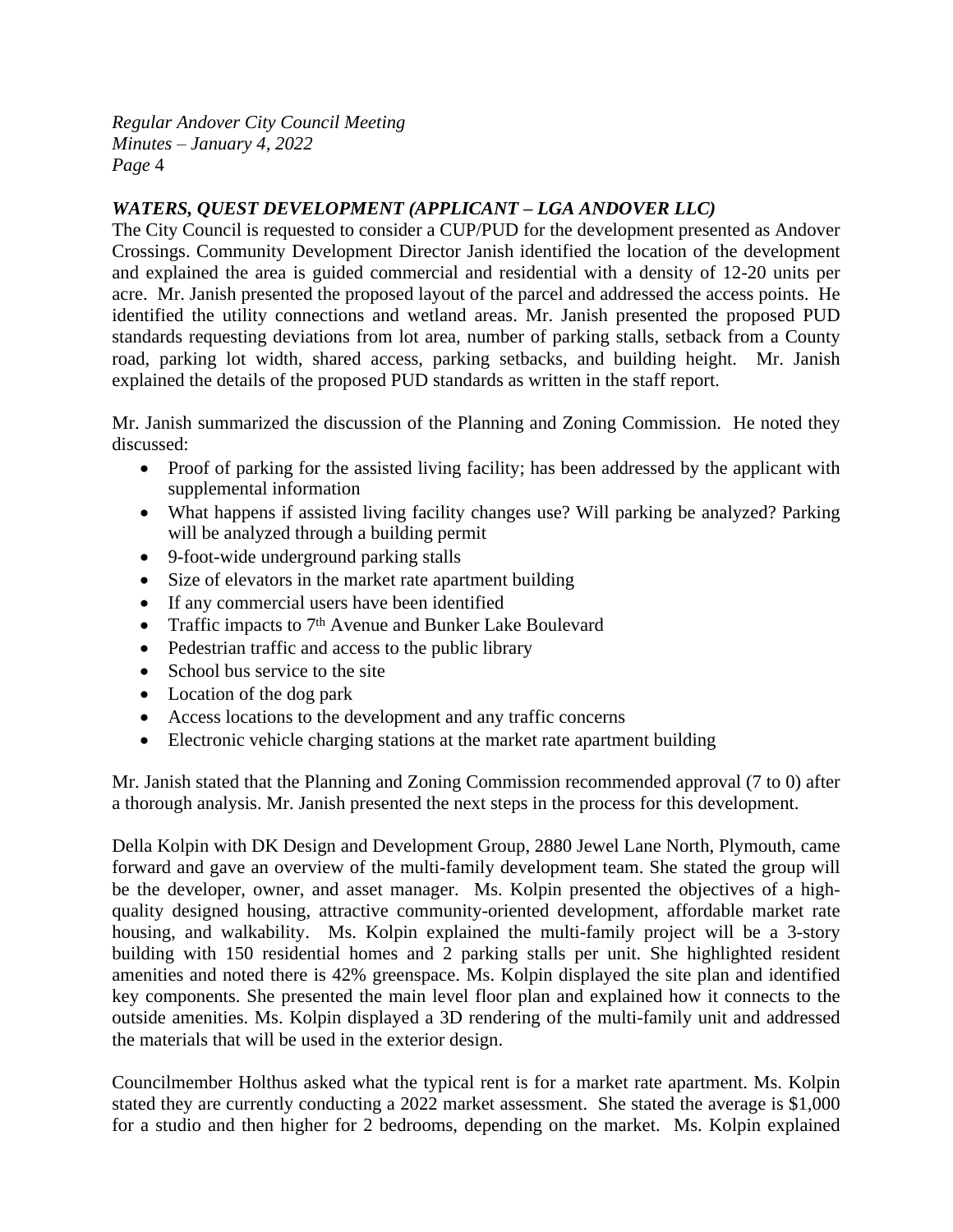### *WATERS, QUEST DEVELOPMENT (APPLICANT – LGA ANDOVER LLC)*

The City Council is requested to consider a CUP/PUD for the development presented as Andover Crossings. Community Development Director Janish identified the location of the development and explained the area is guided commercial and residential with a density of 12-20 units per acre. Mr. Janish presented the proposed layout of the parcel and addressed the access points. He identified the utility connections and wetland areas. Mr. Janish presented the proposed PUD standards requesting deviations from lot area, number of parking stalls, setback from a County road, parking lot width, shared access, parking setbacks, and building height. Mr. Janish explained the details of the proposed PUD standards as written in the staff report.

Mr. Janish summarized the discussion of the Planning and Zoning Commission. He noted they discussed:

- Proof of parking for the assisted living facility; has been addressed by the applicant with supplemental information
- What happens if assisted living facility changes use? Will parking be analyzed? Parking will be analyzed through a building permit
- 9-foot-wide underground parking stalls
- Size of elevators in the market rate apartment building
- If any commercial users have been identified
- Traffic impacts to 7th Avenue and Bunker Lake Boulevard
- Pedestrian traffic and access to the public library
- School bus service to the site
- Location of the dog park
- Access locations to the development and any traffic concerns
- Electronic vehicle charging stations at the market rate apartment building

Mr. Janish stated that the Planning and Zoning Commission recommended approval (7 to 0) after a thorough analysis. Mr. Janish presented the next steps in the process for this development.

Della Kolpin with DK Design and Development Group, 2880 Jewel Lane North, Plymouth, came forward and gave an overview of the multi-family development team. She stated the group will be the developer, owner, and asset manager. Ms. Kolpin presented the objectives of a high-quality designed housing, attractive community-oriented development, affordable market rate housing, and walkability. Ms. Kolpin explained the multi-family project will be a 3-story building with 150 residential homes and 2 parking stalls per unit. She highlighted resident amenities and noted there is 42% greenspace. Ms. Kolpin displayed the site plan and identified key components. She presented the main level floor plan and explained how it connects to the outside amenities. Ms. Kolpin displayed a 3D rendering of the multi-family unit and addressed the materials that will be used in the exterior design.

Councilmember Holthus asked what the typical rent is for a market rate apartment. Ms. Kolpin stated they are currently conducting a 2022 market assessment. She stated the average is $1,000 for a studio and then higher for 2 bedrooms, depending on the market. Ms. Kolpin explained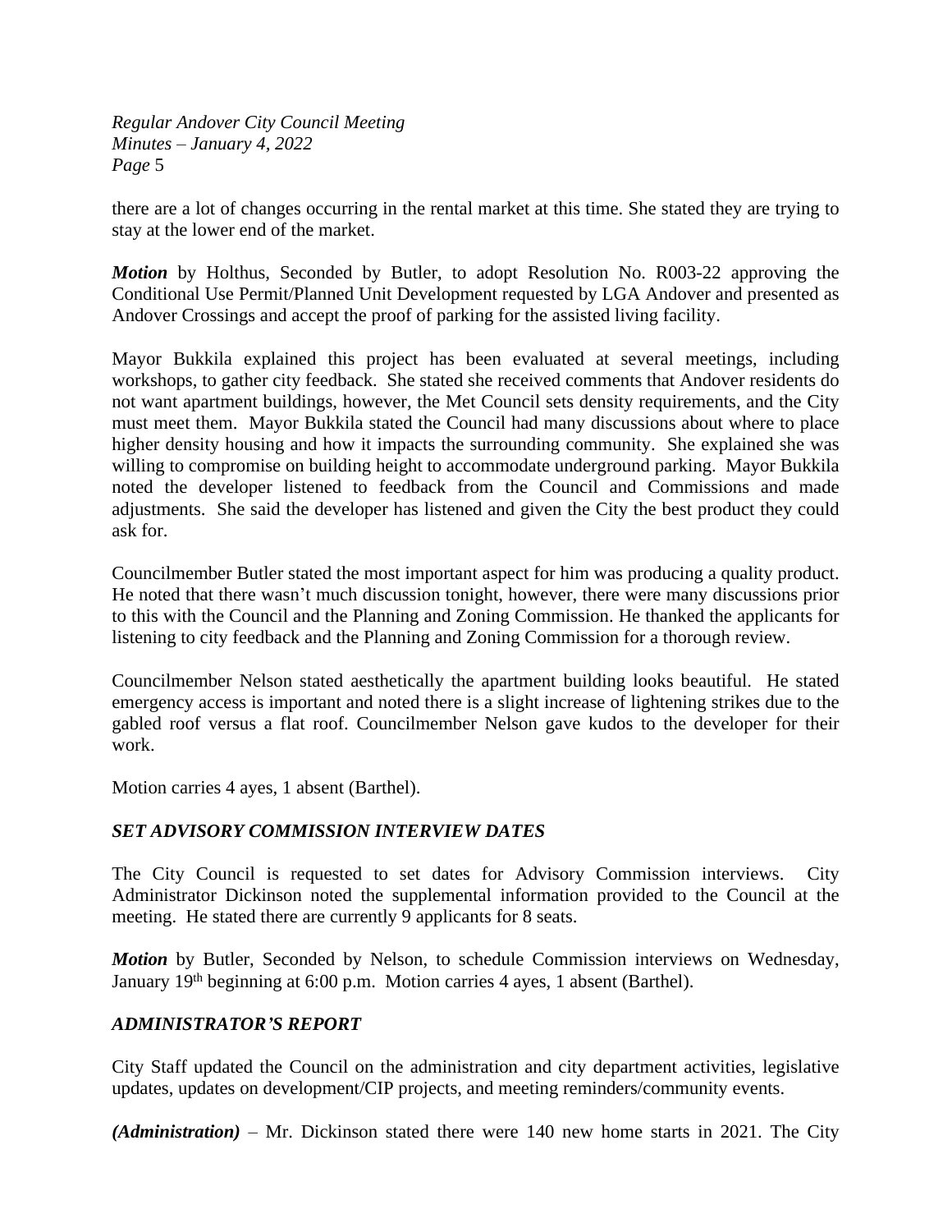there are a lot of changes occurring in the rental market at this time. She stated they are trying to stay at the lower end of the market.

***Motion*** by Holthus, Seconded by Butler, to adopt Resolution No. R003-22 approving the Conditional Use Permit/Planned Unit Development requested by LGA Andover and presented as Andover Crossings and accept the proof of parking for the assisted living facility.

Mayor Bukkila explained this project has been evaluated at several meetings, including workshops, to gather city feedback. She stated she received comments that Andover residents do not want apartment buildings, however, the Met Council sets density requirements, and the City must meet them. Mayor Bukkila stated the Council had many discussions about where to place higher density housing and how it impacts the surrounding community. She explained she was willing to compromise on building height to accommodate underground parking. Mayor Bukkila noted the developer listened to feedback from the Council and Commissions and made adjustments. She said the developer has listened and given the City the best product they could ask for.

Councilmember Butler stated the most important aspect for him was producing a quality product. He noted that there wasn't much discussion tonight, however, there were many discussions prior to this with the Council and the Planning and Zoning Commission. He thanked the applicants for listening to city feedback and the Planning and Zoning Commission for a thorough review.

Councilmember Nelson stated aesthetically the apartment building looks beautiful. He stated emergency access is important and noted there is a slight increase of lightening strikes due to the gabled roof versus a flat roof. Councilmember Nelson gave kudos to the developer for their work.

Motion carries 4 ayes, 1 absent (Barthel).

### *SET ADVISORY COMMISSION INTERVIEW DATES*

The City Council is requested to set dates for Advisory Commission interviews. City Administrator Dickinson noted the supplemental information provided to the Council at the meeting. He stated there are currently 9 applicants for 8 seats.

***Motion*** by Butler, Seconded by Nelson, to schedule Commission interviews on Wednesday, January 19th beginning at 6:00 p.m. Motion carries 4 ayes, 1 absent (Barthel).

### *ADMINISTRATOR'S REPORT*

City Staff updated the Council on the administration and city department activities, legislative updates, updates on development/CIP projects, and meeting reminders/community events.

***(Administration)*** – Mr. Dickinson stated there were 140 new home starts in 2021. The City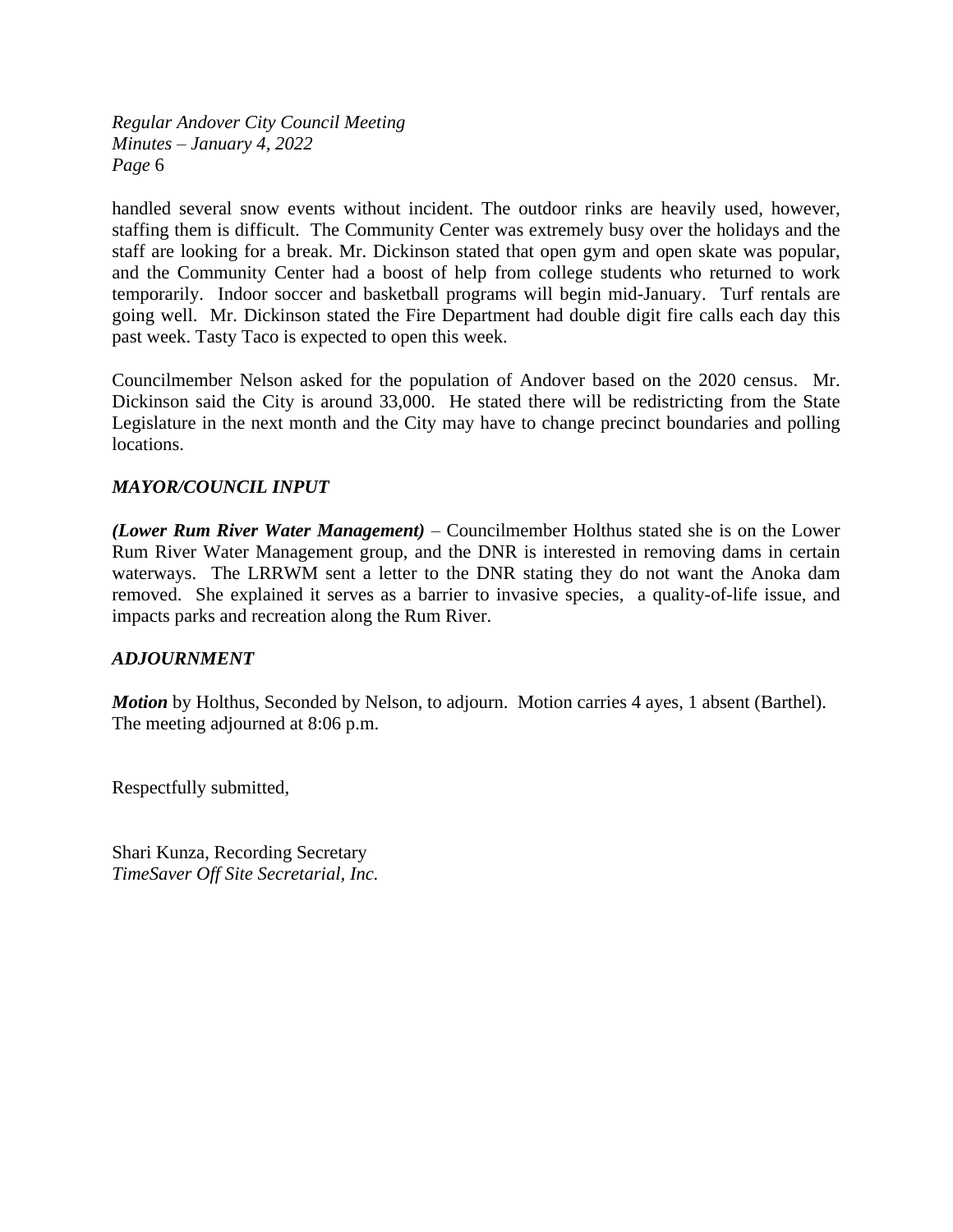handled several snow events without incident. The outdoor rinks are heavily used, however, staffing them is difficult. The Community Center was extremely busy over the holidays and the staff are looking for a break. Mr. Dickinson stated that open gym and open skate was popular, and the Community Center had a boost of help from college students who returned to work temporarily. Indoor soccer and basketball programs will begin mid-January. Turf rentals are going well. Mr. Dickinson stated the Fire Department had double digit fire calls each day this past week. Tasty Taco is expected to open this week.

Councilmember Nelson asked for the population of Andover based on the 2020 census. Mr. Dickinson said the City is around 33,000. He stated there will be redistricting from the State Legislature in the next month and the City may have to change precinct boundaries and polling locations.

## *MAYOR/COUNCIL INPUT*

***(Lower Rum River Water Management)*** – Councilmember Holthus stated she is on the Lower Rum River Water Management group, and the DNR is interested in removing dams in certain waterways. The LRRWM sent a letter to the DNR stating they do not want the Anoka dam removed. She explained it serves as a barrier to invasive species, a quality-of-life issue, and impacts parks and recreation along the Rum River.

## *ADJOURNMENT*

***Motion*** by Holthus, Seconded by Nelson, to adjourn. Motion carries 4 ayes, 1 absent (Barthel). The meeting adjourned at 8:06 p.m.

Respectfully submitted,

Shari Kunza, Recording Secretary
*TimeSaver Off Site Secretarial, Inc.*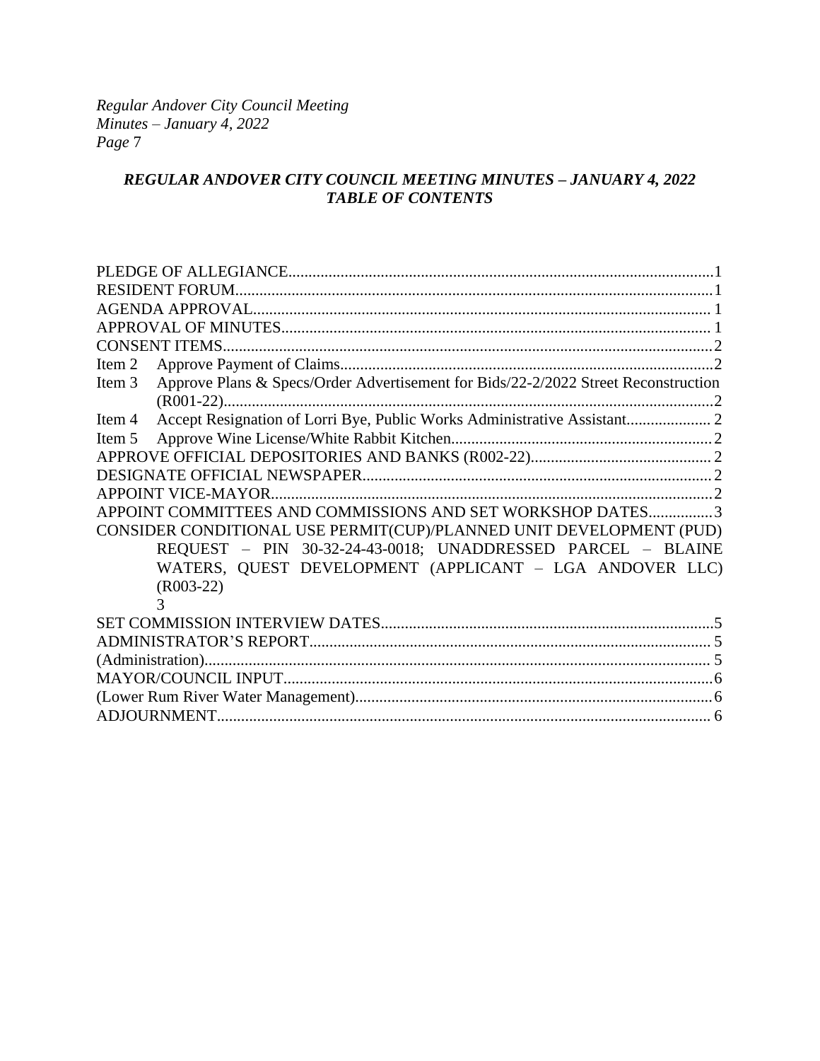## *REGULAR ANDOVER CITY COUNCIL MEETING MINUTES – JANUARY 4, 2022*
## *TABLE OF CONTENTS*

PLEDGE OF ALLEGIANCE.......................................................................................................1
RESIDENT FORUM.................................................................................................................1
AGENDA APPROVAL............................................................................................................ 1
APPROVAL OF MINUTES...................................................................................................... 1
CONSENT ITEMS....................................................................................................................2
Item 2 Approve Payment of Claims.........................................................................................2
Item 3 Approve Plans & Specs/Order Advertisement for Bids/22-2/2022 Street Reconstruction (R001-22)...........................................................................................................................2
Item 4 Accept Resignation of Lorri Bye, Public Works Administrative Assistant..................... 2
Item 5 Approve Wine License/White Rabbit Kitchen................................................................2
APPROVE OFFICIAL DEPOSITORIES AND BANKS (R002-22)............................................ 2
DESIGNATE OFFICIAL NEWSPAPER....................................................................................2
APPOINT VICE-MAYOR.........................................................................................................2
APPOINT COMMITTEES AND COMMISSIONS AND SET WORKSHOP DATES................3
CONSIDER CONDITIONAL USE PERMIT(CUP)/PLANNED UNIT DEVELOPMENT (PUD) REQUEST – PIN 30-32-24-43-0018; UNADDRESSED PARCEL – BLAINE WATERS, QUEST DEVELOPMENT (APPLICANT – LGA ANDOVER LLC) (R003-22) 3
SET COMMISSION INTERVIEW DATES.................................................................................5
ADMINISTRATOR'S REPORT................................................................................................. 5
(Administration)......................................................................................................................... 5
MAYOR/COUNCIL INPUT.......................................................................................................6
(Lower Rum River Water Management)....................................................................................6
ADJOURNMENT...................................................................................................................... 6